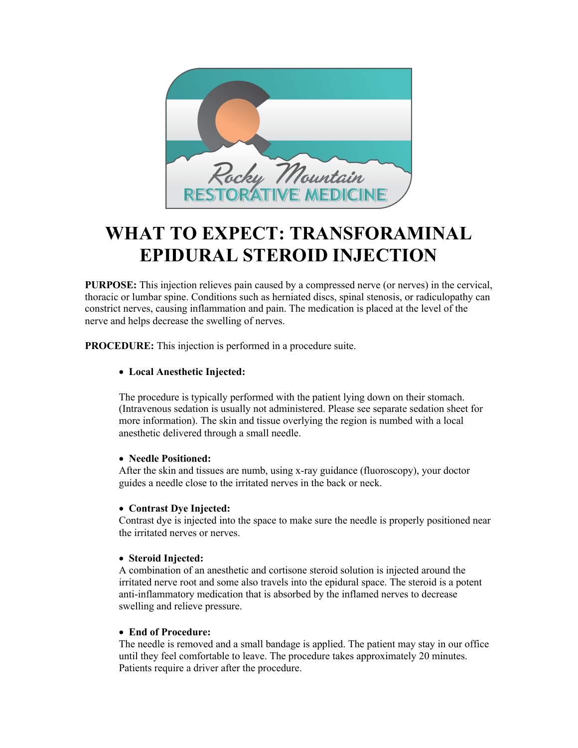# WHAT TO EXPECT: TRANSFORAMINAL EPIDURAL STEROID INJECTION

**PURPOSE:** This injection relieves pain caused by a compressed nerve (or nerves) in the cervical, thoracic or lumbar spine. Conditions such as herniated discs, spinal stenosis, or radiculopathy can constrict nerves, causing inflammation and pain. The medication is placed at the level of the nerve and helps decrease the swelling of nerves.

**PROCEDURE:** This injection is performed in a procedure suite.

- **Local Anesthetic Injected:**

  The procedure is typically performed with the patient lying down on their stomach. (Intravenous sedation is usually not administered. Please see separate sedation sheet for more information). The skin and tissue overlying the region is numbed with a local anesthetic delivered through a small needle.

- **Needle Positioned:**
  After the skin and tissues are numb, using x-ray guidance (fluoroscopy), your doctor guides a needle close to the irritated nerves in the back or neck.

- **Contrast Dye Injected:**
  Contrast dye is injected into the space to make sure the needle is properly positioned near the irritated nerves or nerves.

- **Steroid Injected:**
  A combination of an anesthetic and cortisone steroid solution is injected around the irritated nerve root and some also travels into the epidural space. The steroid is a potent anti-inflammatory medication that is absorbed by the inflamed nerves to decrease swelling and relieve pressure.

- **End of Procedure:**
  The needle is removed and a small bandage is applied. The patient may stay in our office until they feel comfortable to leave. The procedure takes approximately 20 minutes. Patients require a driver after the procedure.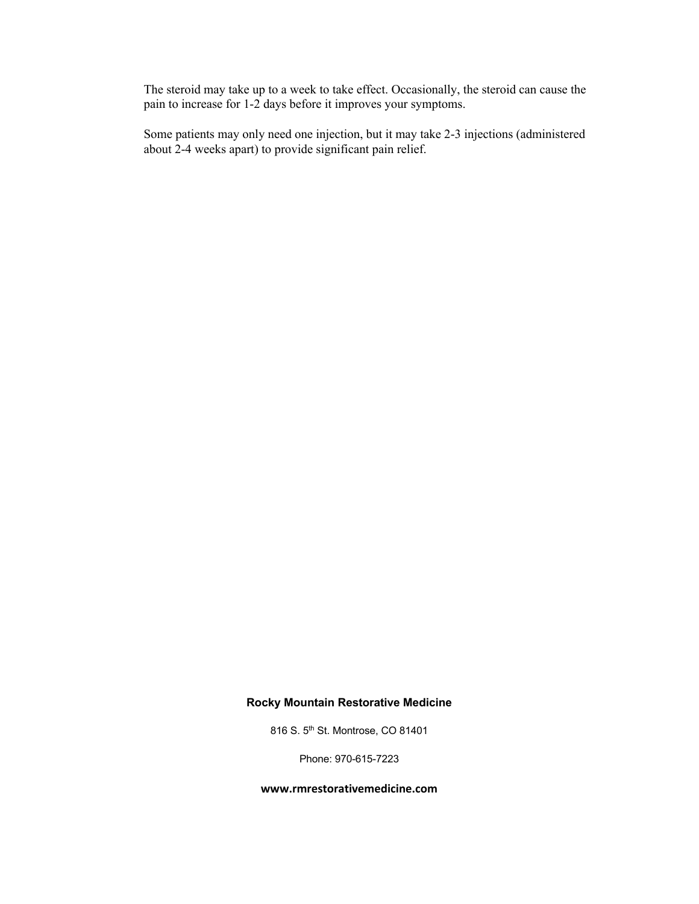The steroid may take up to a week to take effect. Occasionally, the steroid can cause the pain to increase for 1-2 days before it improves your symptoms.

Some patients may only need one injection, but it may take 2-3 injections (administered about 2-4 weeks apart) to provide significant pain relief.

**Rocky Mountain Restorative Medicine**

816 S. 5th St. Montrose, CO 81401

Phone: 970-615-7223

**www.rmrestorativemedicine.com**